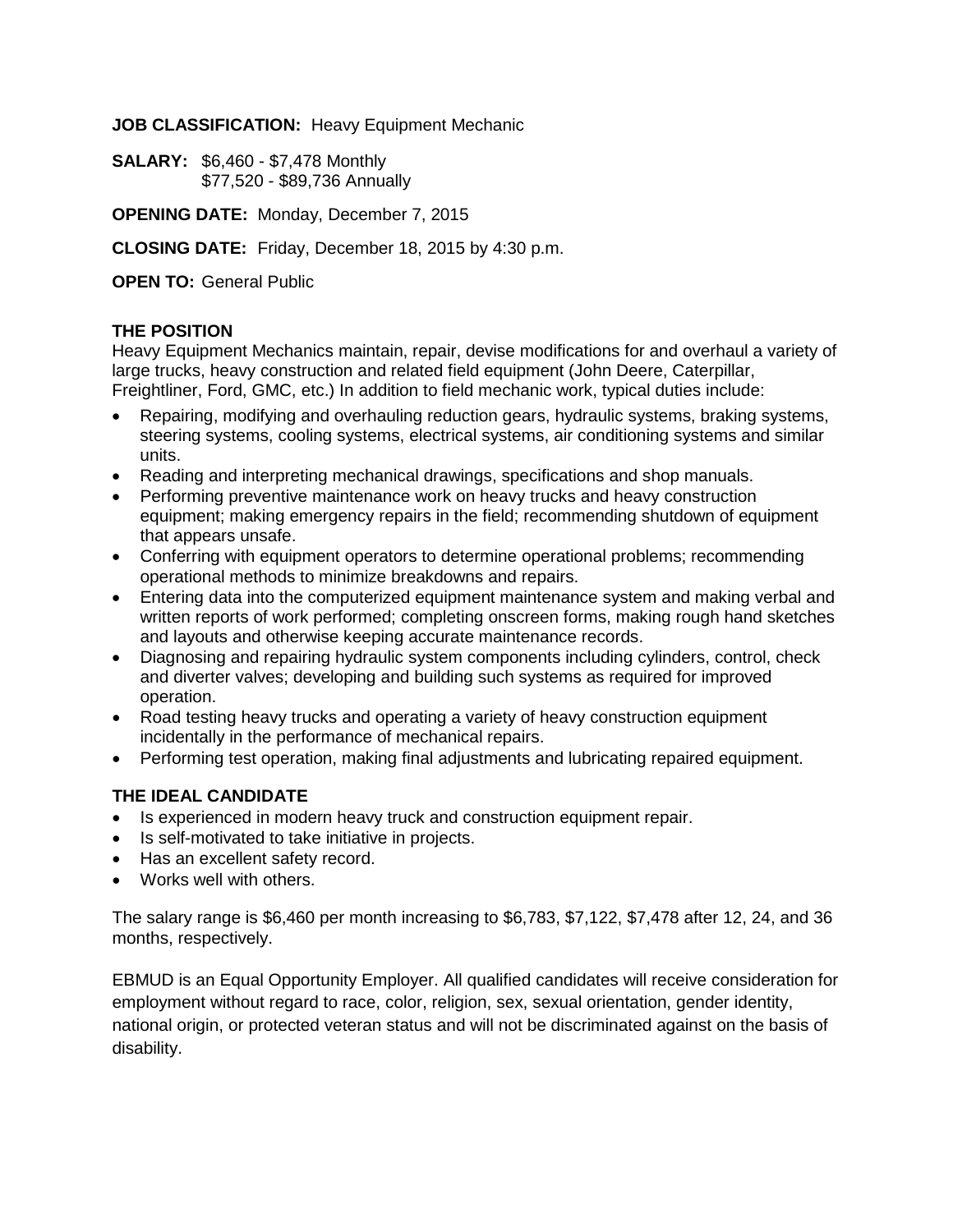**JOB CLASSIFICATION:** Heavy Equipment Mechanic

**SALARY:** $6,460 - $7,478 Monthly
$77,520 - $89,736 Annually

**OPENING DATE:** Monday, December 7, 2015

**CLOSING DATE:** Friday, December 18, 2015 by 4:30 p.m.

**OPEN TO:** General Public

## THE POSITION

Heavy Equipment Mechanics maintain, repair, devise modifications for and overhaul a variety of large trucks, heavy construction and related field equipment (John Deere, Caterpillar, Freightliner, Ford, GMC, etc.) In addition to field mechanic work, typical duties include:

- Repairing, modifying and overhauling reduction gears, hydraulic systems, braking systems, steering systems, cooling systems, electrical systems, air conditioning systems and similar units.
- Reading and interpreting mechanical drawings, specifications and shop manuals.
- Performing preventive maintenance work on heavy trucks and heavy construction equipment; making emergency repairs in the field; recommending shutdown of equipment that appears unsafe.
- Conferring with equipment operators to determine operational problems; recommending operational methods to minimize breakdowns and repairs.
- Entering data into the computerized equipment maintenance system and making verbal and written reports of work performed; completing onscreen forms, making rough hand sketches and layouts and otherwise keeping accurate maintenance records.
- Diagnosing and repairing hydraulic system components including cylinders, control, check and diverter valves; developing and building such systems as required for improved operation.
- Road testing heavy trucks and operating a variety of heavy construction equipment incidentally in the performance of mechanical repairs.
- Performing test operation, making final adjustments and lubricating repaired equipment.

## THE IDEAL CANDIDATE

- Is experienced in modern heavy truck and construction equipment repair.
- Is self-motivated to take initiative in projects.
- Has an excellent safety record.
- Works well with others.

The salary range is $6,460 per month increasing to $6,783, $7,122, $7,478 after 12, 24, and 36 months, respectively.

EBMUD is an Equal Opportunity Employer. All qualified candidates will receive consideration for employment without regard to race, color, religion, sex, sexual orientation, gender identity, national origin, or protected veteran status and will not be discriminated against on the basis of disability.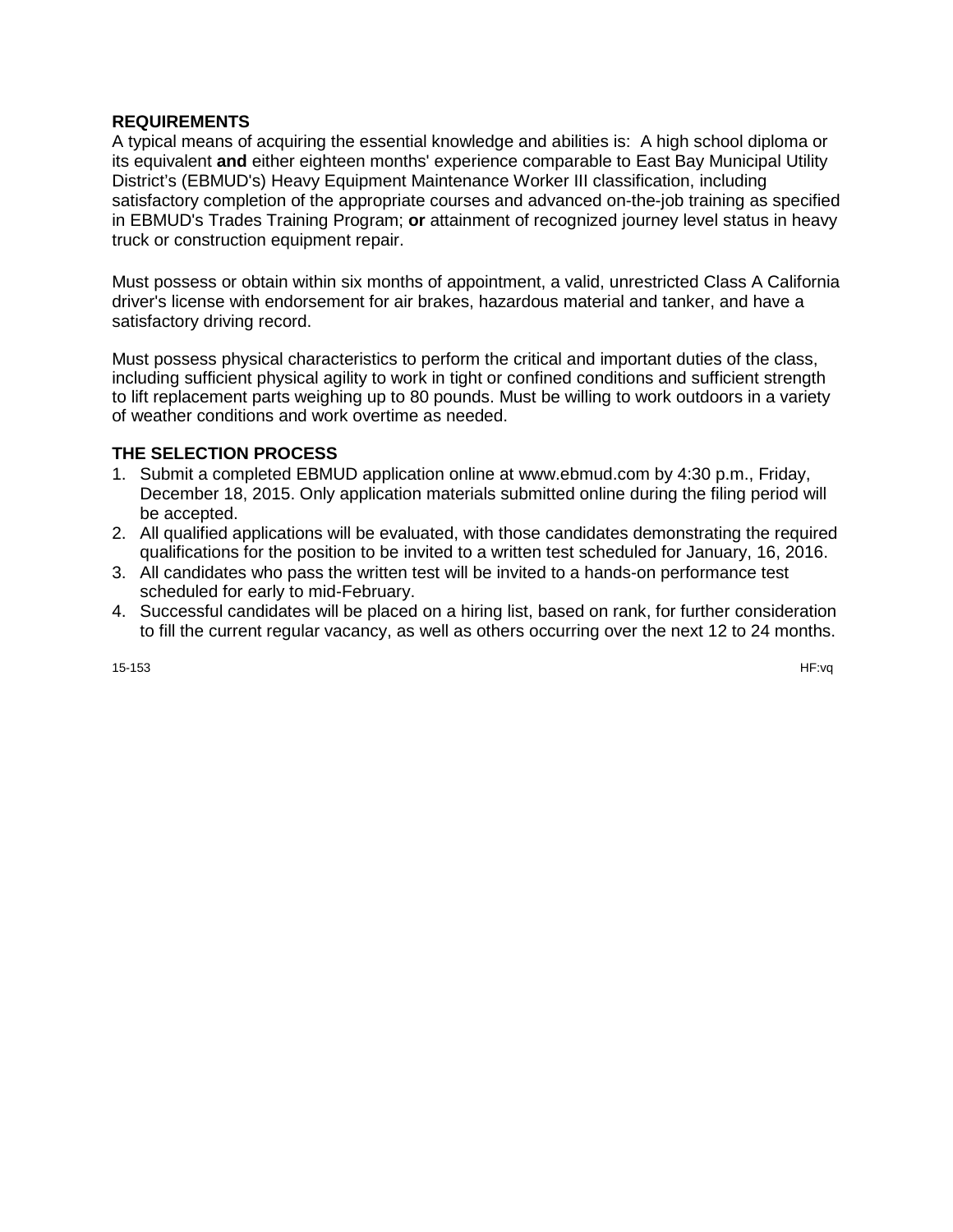## REQUIREMENTS

A typical means of acquiring the essential knowledge and abilities is: A high school diploma or its equivalent **and** either eighteen months' experience comparable to East Bay Municipal Utility District's (EBMUD's) Heavy Equipment Maintenance Worker III classification, including satisfactory completion of the appropriate courses and advanced on-the-job training as specified in EBMUD's Trades Training Program; **or** attainment of recognized journey level status in heavy truck or construction equipment repair.

Must possess or obtain within six months of appointment, a valid, unrestricted Class A California driver's license with endorsement for air brakes, hazardous material and tanker, and have a satisfactory driving record.

Must possess physical characteristics to perform the critical and important duties of the class, including sufficient physical agility to work in tight or confined conditions and sufficient strength to lift replacement parts weighing up to 80 pounds. Must be willing to work outdoors in a variety of weather conditions and work overtime as needed.

## THE SELECTION PROCESS

1. Submit a completed EBMUD application online at www.ebmud.com by 4:30 p.m., Friday, December 18, 2015. Only application materials submitted online during the filing period will be accepted.
2. All qualified applications will be evaluated, with those candidates demonstrating the required qualifications for the position to be invited to a written test scheduled for January, 16, 2016.
3. All candidates who pass the written test will be invited to a hands-on performance test scheduled for early to mid-February.
4. Successful candidates will be placed on a hiring list, based on rank, for further consideration to fill the current regular vacancy, as well as others occurring over the next 12 to 24 months.

15-153 HF:vq